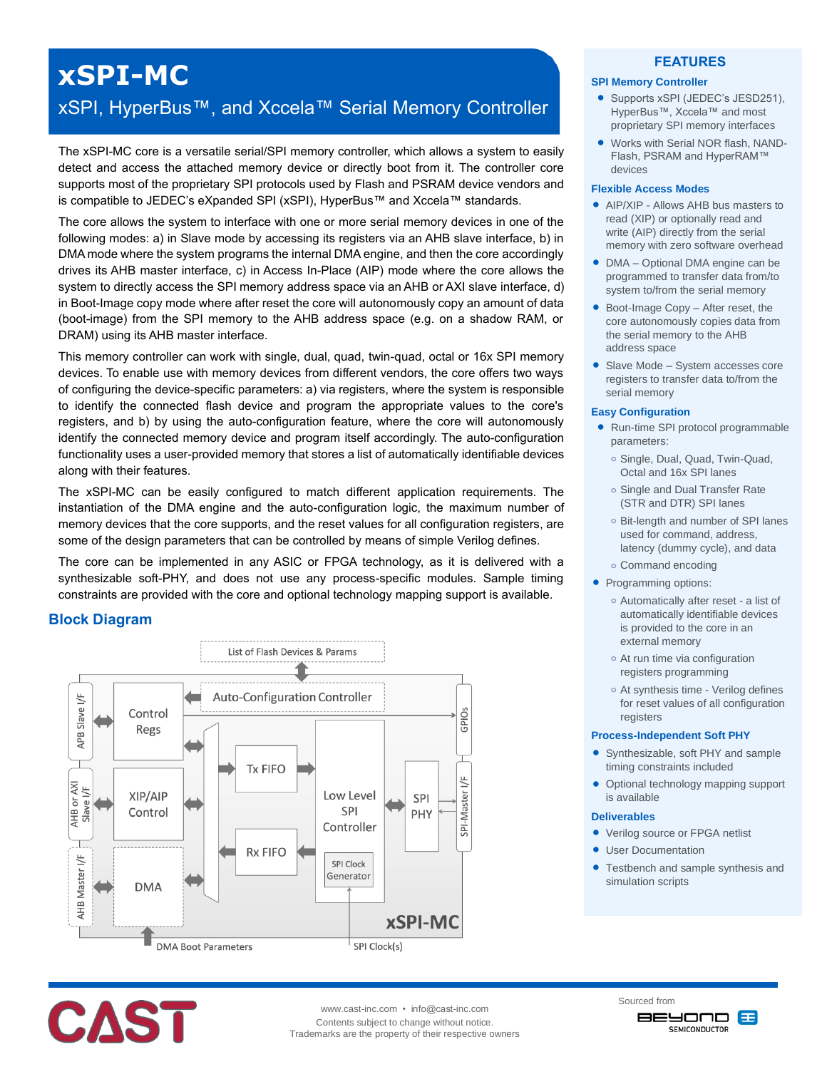# xSPI-MC

## xSPI, HyperBus™, and Xccela™ Serial Memory Controller

The xSPI-MC core is a versatile serial/SPI memory controller, which allows a system to easily detect and access the attached memory device or directly boot from it. The controller core supports most of the proprietary SPI protocols used by Flash and PSRAM device vendors and is compatible to JEDEC's eXpanded SPI (xSPI), HyperBus™ and Xccela™ standards.

The core allows the system to interface with one or more serial memory devices in one of the following modes: a) in Slave mode by accessing its registers via an AHB slave interface, b) in DMA mode where the system programs the internal DMA engine, and then the core accordingly drives its AHB master interface, c) in Access In-Place (AIP) mode where the core allows the system to directly access the SPI memory address space via an AHB or AXI slave interface, d) in Boot-Image copy mode where after reset the core will autonomously copy an amount of data (boot-image) from the SPI memory to the AHB address space (e.g. on a shadow RAM, or DRAM) using its AHB master interface.

This memory controller can work with single, dual, quad, twin-quad, octal or 16x SPI memory devices. To enable use with memory devices from different vendors, the core offers two ways of configuring the device-specific parameters: a) via registers, where the system is responsible to identify the connected flash device and program the appropriate values to the core's registers, and b) by using the auto-configuration feature, where the core will autonomously identify the connected memory device and program itself accordingly. The auto-configuration functionality uses a user-provided memory that stores a list of automatically identifiable devices along with their features.

The xSPI-MC can be easily configured to match different application requirements. The instantiation of the DMA engine and the auto-configuration logic, the maximum number of memory devices that the core supports, and the reset values for all configuration registers, are some of the design parameters that can be controlled by means of simple Verilog defines.

The core can be implemented in any ASIC or FPGA technology, as it is delivered with a synthesizable soft-PHY, and does not use any process-specific modules. Sample timing constraints are provided with the core and optional technology mapping support is available.

## Block Diagram

List of Flash Devices & Params; Auto-Configuration Controller; APB Slave I/F; Control Regs; AHB or AXI Slave I/F; XIP/AIP Control; AHB Master I/F; DMA; Tx FIFO; Rx FIFO; Low Level SPI Controller; SPI Clock Generator; SPI PHY; GPIOs; SPI-Master I/F; xSPI-MC; DMA Boot Parameters; SPI Clock(s)

## FEATURES

### SPI Memory Controller

- Supports xSPI (JEDEC's JESD251), HyperBus™, Xccela™ and most proprietary SPI memory interfaces
- Works with Serial NOR flash, NAND-Flash, PSRAM and HyperRAM™ devices

### Flexible Access Modes

- AIP/XIP - Allows AHB bus masters to read (XIP) or optionally read and write (AIP) directly from the serial memory with zero software overhead
- DMA – Optional DMA engine can be programmed to transfer data from/to system to/from the serial memory
- Boot-Image Copy – After reset, the core autonomously copies data from the serial memory to the AHB address space
- Slave Mode – System accesses core registers to transfer data to/from the serial memory

### Easy Configuration

- Run-time SPI protocol programmable parameters:
  - Single, Dual, Quad, Twin-Quad, Octal and 16x SPI lanes
  - Single and Dual Transfer Rate (STR and DTR) SPI lanes
  - Bit-length and number of SPI lanes used for command, address, latency (dummy cycle), and data
  - Command encoding
- Programming options:
  - Automatically after reset - a list of automatically identifiable devices is provided to the core in an external memory
  - At run time via configuration registers programming
  - At synthesis time - Verilog defines for reset values of all configuration registers

### Process-Independent Soft PHY

- Synthesizable, soft PHY and sample timing constraints included
- Optional technology mapping support is available

### Deliverables

- Verilog source or FPGA netlist
- User Documentation
- Testbench and sample synthesis and simulation scripts

CAST

www.cast-inc.com • info@cast-inc.com
Contents subject to change without notice.
Trademarks are the property of their respective owners

Sourced from BEYOND SEMICONDUCTOR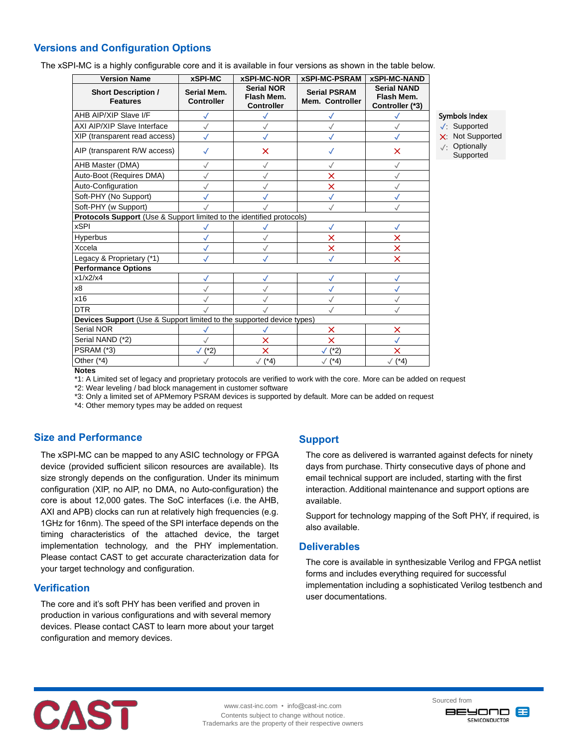## Versions and Configuration Options

The xSPI-MC is a highly configurable core and it is available in four versions as shown in the table below.

| Version Name | xSPI-MC | xSPI-MC-NOR | xSPI-MC-PSRAM | xSPI-MC-NAND |
|---|---|---|---|---|
| **Short Description / Features** | **Serial Mem. Controller** | **Serial NOR Flash Mem. Controller** | **Serial PSRAM Mem. Controller** | **Serial NAND Flash Mem. Controller (*3)** |
| AHB AIP/XIP Slave I/F | ✓ | ✓ | ✓ | ✓ |
| AXI AIP/XIP Slave Interface | √ | √ | √ | √ |
| XIP (transparent read access) | ✓ | ✓ | ✓ | ✓ |
| AIP (transparent R/W access) | ✓ | ✗ | ✓ | ✗ |
| AHB Master (DMA) | √ | √ | √ | √ |
| Auto-Boot (Requires DMA) | √ | √ | ✗ | √ |
| Auto-Configuration | √ | √ | ✗ | √ |
| Soft-PHY (No Support) | ✓ | ✓ | ✓ | ✓ |
| Soft-PHY (w Support) | √ | √ | √ | √ |
| **Protocols Support** (Use & Support limited to the identified protocols) | | | | |
| xSPI | ✓ | ✓ | ✓ | ✓ |
| Hyperbus | ✓ | √ | ✗ | ✗ |
| Xccela | ✓ | √ | ✗ | ✗ |
| Legacy & Proprietary (*1) | ✓ | ✓ | ✓ | ✗ |
| **Performance Options** | | | | |
| x1/x2/x4 | ✓ | ✓ | ✓ | ✓ |
| x8 | √ | √ | ✓ | ✓ |
| x16 | √ | √ | √ | √ |
| DTR | √ | √ | √ | √ |
| **Devices Support** (Use & Support limited to the supported device types) | | | | |
| Serial NOR | ✓ | ✓ | ✗ | ✗ |
| Serial NAND (*2) | √ | ✗ | ✗ | ✓ |
| PSRAM (*3) | ✓ (*2) | ✗ | ✓ (*2) | ✗ |
| Other (*4) | √ | √ (*4) | √ (*4) | √ (*4) |

**Symbols Index**
- ✓: Supported
- ✗: Not Supported
- √: Optionally Supported

**Notes**

*1: A Limited set of legacy and proprietary protocols are verified to work with the core. More can be added on request
*2: Wear leveling / bad block management in customer software
*3: Only a limited set of APMemory PSRAM devices is supported by default. More can be added on request
*4: Other memory types may be added on request

## Size and Performance

The xSPI-MC can be mapped to any ASIC technology or FPGA device (provided sufficient silicon resources are available). Its size strongly depends on the configuration. Under its minimum configuration (XIP, no AIP, no DMA, no Auto-configuration) the core is about 12,000 gates. The SoC interfaces (i.e. the AHB, AXI and APB) clocks can run at relatively high frequencies (e.g. 1GHz for 16nm). The speed of the SPI interface depends on the timing characteristics of the attached device, the target implementation technology, and the PHY implementation. Please contact CAST to get accurate characterization data for your target technology and configuration.

## Verification

The core and it's soft PHY has been verified and proven in production in various configurations and with several memory devices. Please contact CAST to learn more about your target configuration and memory devices.

## Support

The core as delivered is warranted against defects for ninety days from purchase. Thirty consecutive days of phone and email technical support are included, starting with the first interaction. Additional maintenance and support options are available.

Support for technology mapping of the Soft PHY, if required, is also available.

## Deliverables

The core is available in synthesizable Verilog and FPGA netlist forms and includes everything required for successful implementation including a sophisticated Verilog testbench and user documentations.

CAST

www.cast-inc.com • info@cast-inc.com
Contents subject to change without notice.
Trademarks are the property of their respective owners

Sourced from
BEYOND SEMICONDUCTOR